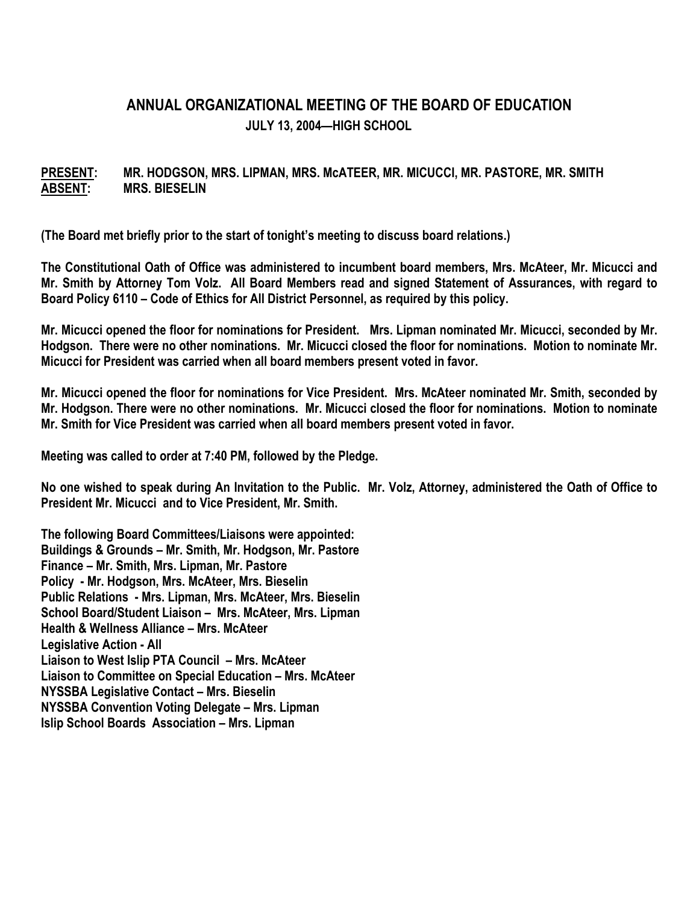# ANNUAL ORGANIZATIONAL MEETING OF THE BOARD OF EDUCATION

## JULY 13, 2004—HIGH SCHOOL

**PRESENT:** MR. HODGSON, MRS. LIPMAN, MRS. McATEER, MR. MICUCCI, MR. PASTORE, MR. SMITH
**ABSENT:** MRS. BIESELIN

(The Board met briefly prior to the start of tonight's meeting to discuss board relations.)

The Constitutional Oath of Office was administered to incumbent board members, Mrs. McAteer, Mr. Micucci and Mr. Smith by Attorney Tom Volz. All Board Members read and signed Statement of Assurances, with regard to Board Policy 6110 – Code of Ethics for All District Personnel, as required by this policy.

Mr. Micucci opened the floor for nominations for President. Mrs. Lipman nominated Mr. Micucci, seconded by Mr. Hodgson. There were no other nominations. Mr. Micucci closed the floor for nominations. Motion to nominate Mr. Micucci for President was carried when all board members present voted in favor.

Mr. Micucci opened the floor for nominations for Vice President. Mrs. McAteer nominated Mr. Smith, seconded by Mr. Hodgson. There were no other nominations. Mr. Micucci closed the floor for nominations. Motion to nominate Mr. Smith for Vice President was carried when all board members present voted in favor.

Meeting was called to order at 7:40 PM, followed by the Pledge.

No one wished to speak during An Invitation to the Public. Mr. Volz, Attorney, administered the Oath of Office to President Mr. Micucci and to Vice President, Mr. Smith.

The following Board Committees/Liaisons were appointed:
Buildings & Grounds – Mr. Smith, Mr. Hodgson, Mr. Pastore
Finance – Mr. Smith, Mrs. Lipman, Mr. Pastore
Policy - Mr. Hodgson, Mrs. McAteer, Mrs. Bieselin
Public Relations - Mrs. Lipman, Mrs. McAteer, Mrs. Bieselin
School Board/Student Liaison – Mrs. McAteer, Mrs. Lipman
Health & Wellness Alliance – Mrs. McAteer
Legislative Action - All
Liaison to West Islip PTA Council – Mrs. McAteer
Liaison to Committee on Special Education – Mrs. McAteer
NYSSBA Legislative Contact – Mrs. Bieselin
NYSSBA Convention Voting Delegate – Mrs. Lipman
Islip School Boards Association – Mrs. Lipman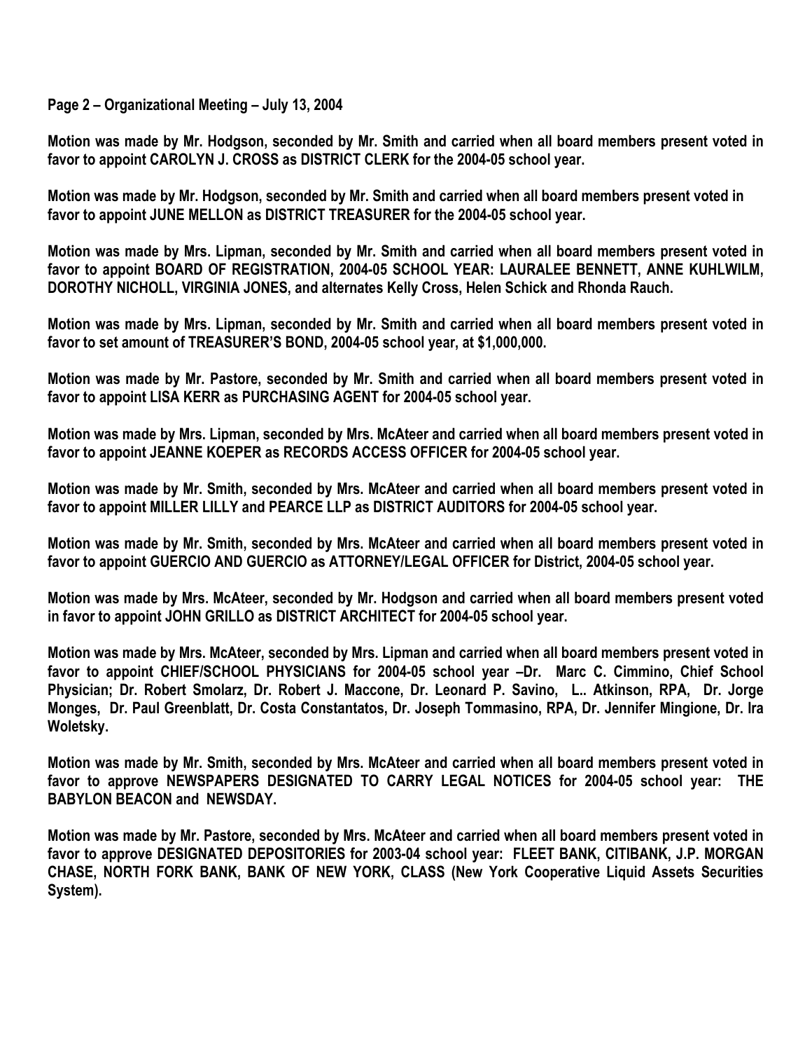**Page 2 – Organizational Meeting – July 13, 2004**

**Motion was made by Mr. Hodgson, seconded by Mr. Smith and carried when all board members present voted in favor to appoint CAROLYN J. CROSS as DISTRICT CLERK for the 2004-05 school year.**

**Motion was made by Mr. Hodgson, seconded by Mr. Smith and carried when all board members present voted in favor to appoint JUNE MELLON as DISTRICT TREASURER for the 2004-05 school year.**

**Motion was made by Mrs. Lipman, seconded by Mr. Smith and carried when all board members present voted in favor to appoint BOARD OF REGISTRATION, 2004-05 SCHOOL YEAR: LAURALEE BENNETT, ANNE KUHLWILM, DOROTHY NICHOLL, VIRGINIA JONES, and alternates Kelly Cross, Helen Schick and Rhonda Rauch.**

**Motion was made by Mrs. Lipman, seconded by Mr. Smith and carried when all board members present voted in favor to set amount of TREASURER'S BOND, 2004-05 school year, at $1,000,000.**

**Motion was made by Mr. Pastore, seconded by Mr. Smith and carried when all board members present voted in favor to appoint LISA KERR as PURCHASING AGENT for 2004-05 school year.**

**Motion was made by Mrs. Lipman, seconded by Mrs. McAteer and carried when all board members present voted in favor to appoint JEANNE KOEPER as RECORDS ACCESS OFFICER for 2004-05 school year.**

**Motion was made by Mr. Smith, seconded by Mrs. McAteer and carried when all board members present voted in favor to appoint MILLER LILLY and PEARCE LLP as DISTRICT AUDITORS for 2004-05 school year.**

**Motion was made by Mr. Smith, seconded by Mrs. McAteer and carried when all board members present voted in favor to appoint GUERCIO AND GUERCIO as ATTORNEY/LEGAL OFFICER for District, 2004-05 school year.**

**Motion was made by Mrs. McAteer, seconded by Mr. Hodgson and carried when all board members present voted in favor to appoint JOHN GRILLO as DISTRICT ARCHITECT for 2004-05 school year.**

**Motion was made by Mrs. McAteer, seconded by Mrs. Lipman and carried when all board members present voted in favor to appoint CHIEF/SCHOOL PHYSICIANS for 2004-05 school year –Dr. Marc C. Cimmino, Chief School Physician; Dr. Robert Smolarz, Dr. Robert J. Maccone, Dr. Leonard P. Savino, L.. Atkinson, RPA, Dr. Jorge Monges, Dr. Paul Greenblatt, Dr. Costa Constantatos, Dr. Joseph Tommasino, RPA, Dr. Jennifer Mingione, Dr. Ira Woletsky.**

**Motion was made by Mr. Smith, seconded by Mrs. McAteer and carried when all board members present voted in favor to approve NEWSPAPERS DESIGNATED TO CARRY LEGAL NOTICES for 2004-05 school year: THE BABYLON BEACON and NEWSDAY.**

**Motion was made by Mr. Pastore, seconded by Mrs. McAteer and carried when all board members present voted in favor to approve DESIGNATED DEPOSITORIES for 2003-04 school year: FLEET BANK, CITIBANK, J.P. MORGAN CHASE, NORTH FORK BANK, BANK OF NEW YORK, CLASS (New York Cooperative Liquid Assets Securities System).**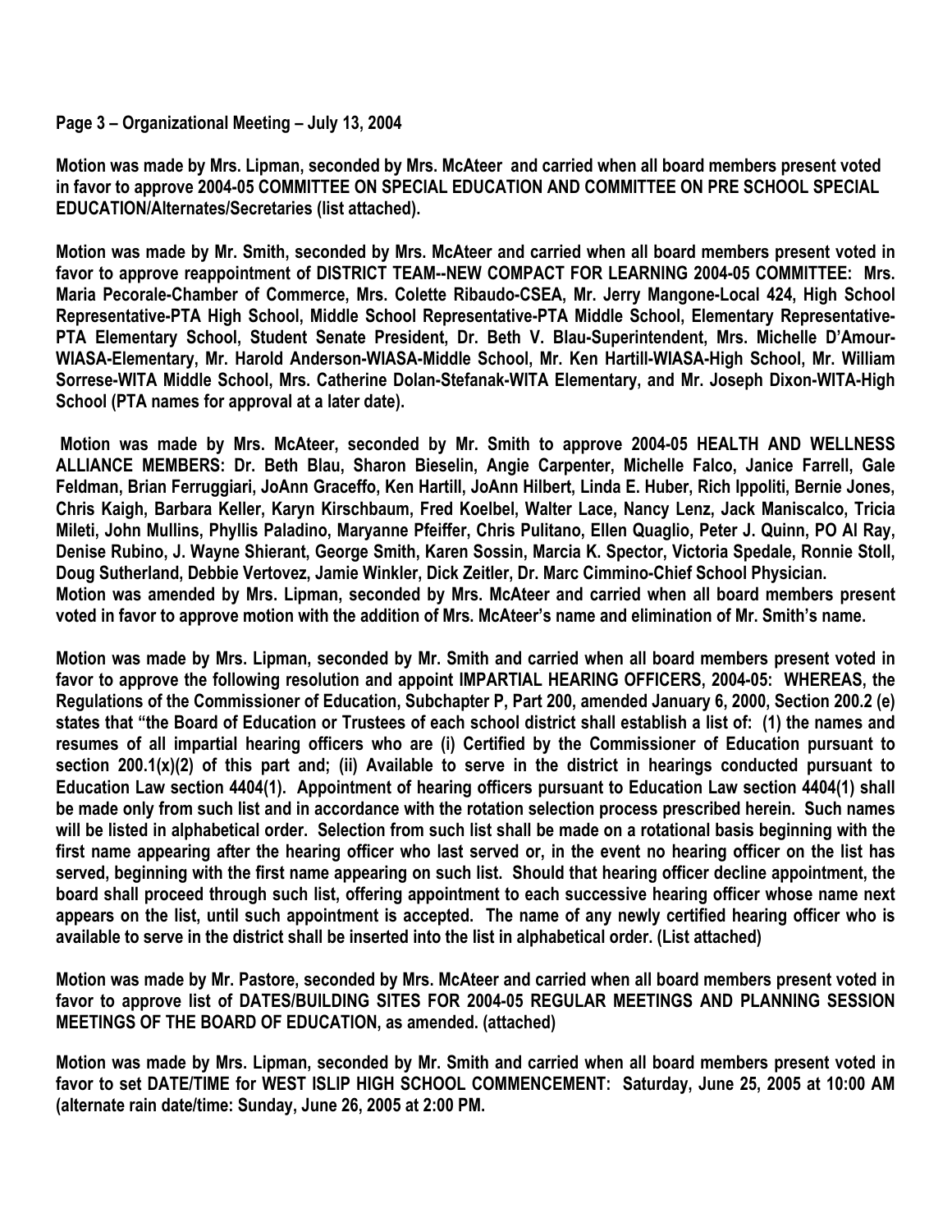**Page 3 – Organizational Meeting – July 13, 2004**

**Motion was made by Mrs. Lipman, seconded by Mrs. McAteer and carried when all board members present voted in favor to approve 2004-05 COMMITTEE ON SPECIAL EDUCATION AND COMMITTEE ON PRE SCHOOL SPECIAL EDUCATION/Alternates/Secretaries (list attached).**

**Motion was made by Mr. Smith, seconded by Mrs. McAteer and carried when all board members present voted in favor to approve reappointment of DISTRICT TEAM--NEW COMPACT FOR LEARNING 2004-05 COMMITTEE: Mrs. Maria Pecorale-Chamber of Commerce, Mrs. Colette Ribaudo-CSEA, Mr. Jerry Mangone-Local 424, High School Representative-PTA High School, Middle School Representative-PTA Middle School, Elementary Representative-PTA Elementary School, Student Senate President, Dr. Beth V. Blau-Superintendent, Mrs. Michelle D'Amour-WIASA-Elementary, Mr. Harold Anderson-WIASA-Middle School, Mr. Ken Hartill-WIASA-High School, Mr. William Sorrese-WITA Middle School, Mrs. Catherine Dolan-Stefanak-WITA Elementary, and Mr. Joseph Dixon-WITA-High School (PTA names for approval at a later date).**

**Motion was made by Mrs. McAteer, seconded by Mr. Smith to approve 2004-05 HEALTH AND WELLNESS ALLIANCE MEMBERS: Dr. Beth Blau, Sharon Bieselin, Angie Carpenter, Michelle Falco, Janice Farrell, Gale Feldman, Brian Ferruggiari, JoAnn Graceffo, Ken Hartill, JoAnn Hilbert, Linda E. Huber, Rich Ippoliti, Bernie Jones, Chris Kaigh, Barbara Keller, Karyn Kirschbaum, Fred Koelbel, Walter Lace, Nancy Lenz, Jack Maniscalco, Tricia Mileti, John Mullins, Phyllis Paladino, Maryanne Pfeiffer, Chris Pulitano, Ellen Quaglio, Peter J. Quinn, PO Al Ray, Denise Rubino, J. Wayne Shierant, George Smith, Karen Sossin, Marcia K. Spector, Victoria Spedale, Ronnie Stoll, Doug Sutherland, Debbie Vertovez, Jamie Winkler, Dick Zeitler, Dr. Marc Cimmino-Chief School Physician.**
**Motion was amended by Mrs. Lipman, seconded by Mrs. McAteer and carried when all board members present voted in favor to approve motion with the addition of Mrs. McAteer's name and elimination of Mr. Smith's name.**

**Motion was made by Mrs. Lipman, seconded by Mr. Smith and carried when all board members present voted in favor to approve the following resolution and appoint IMPARTIAL HEARING OFFICERS, 2004-05: WHEREAS, the Regulations of the Commissioner of Education, Subchapter P, Part 200, amended January 6, 2000, Section 200.2 (e) states that "the Board of Education or Trustees of each school district shall establish a list of: (1) the names and resumes of all impartial hearing officers who are (i) Certified by the Commissioner of Education pursuant to section 200.1(x)(2) of this part and; (ii) Available to serve in the district in hearings conducted pursuant to Education Law section 4404(1). Appointment of hearing officers pursuant to Education Law section 4404(1) shall be made only from such list and in accordance with the rotation selection process prescribed herein. Such names will be listed in alphabetical order. Selection from such list shall be made on a rotational basis beginning with the first name appearing after the hearing officer who last served or, in the event no hearing officer on the list has served, beginning with the first name appearing on such list. Should that hearing officer decline appointment, the board shall proceed through such list, offering appointment to each successive hearing officer whose name next appears on the list, until such appointment is accepted. The name of any newly certified hearing officer who is available to serve in the district shall be inserted into the list in alphabetical order. (List attached)**

**Motion was made by Mr. Pastore, seconded by Mrs. McAteer and carried when all board members present voted in favor to approve list of DATES/BUILDING SITES FOR 2004-05 REGULAR MEETINGS AND PLANNING SESSION MEETINGS OF THE BOARD OF EDUCATION, as amended. (attached)**

**Motion was made by Mrs. Lipman, seconded by Mr. Smith and carried when all board members present voted in favor to set DATE/TIME for WEST ISLIP HIGH SCHOOL COMMENCEMENT: Saturday, June 25, 2005 at 10:00 AM (alternate rain date/time: Sunday, June 26, 2005 at 2:00 PM.**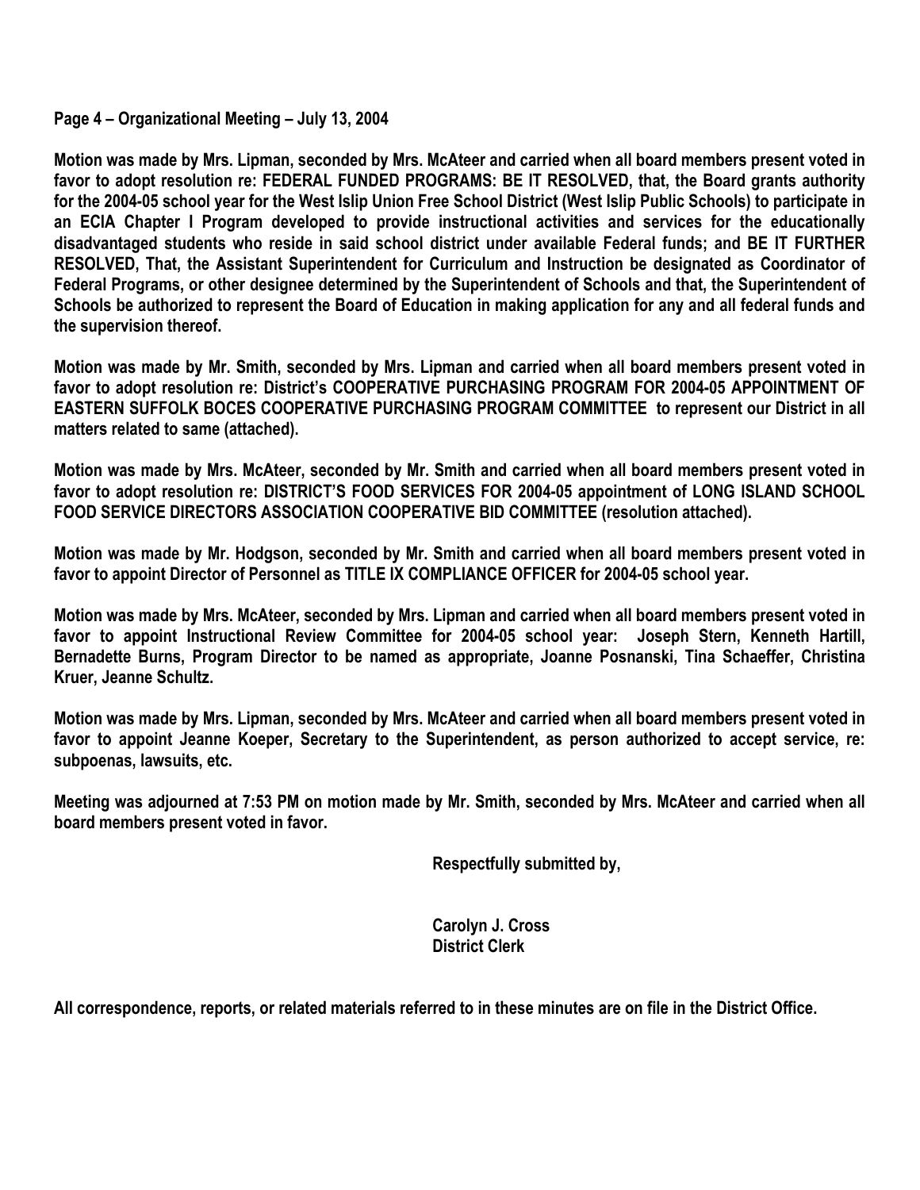**Page 4 – Organizational Meeting – July 13, 2004**

**Motion was made by Mrs. Lipman, seconded by Mrs. McAteer and carried when all board members present voted in favor to adopt resolution re: FEDERAL FUNDED PROGRAMS: BE IT RESOLVED, that, the Board grants authority for the 2004-05 school year for the West Islip Union Free School District (West Islip Public Schools) to participate in an ECIA Chapter I Program developed to provide instructional activities and services for the educationally disadvantaged students who reside in said school district under available Federal funds; and BE IT FURTHER RESOLVED, That, the Assistant Superintendent for Curriculum and Instruction be designated as Coordinator of Federal Programs, or other designee determined by the Superintendent of Schools and that, the Superintendent of Schools be authorized to represent the Board of Education in making application for any and all federal funds and the supervision thereof.**

**Motion was made by Mr. Smith, seconded by Mrs. Lipman and carried when all board members present voted in favor to adopt resolution re: District's COOPERATIVE PURCHASING PROGRAM FOR 2004-05 APPOINTMENT OF EASTERN SUFFOLK BOCES COOPERATIVE PURCHASING PROGRAM COMMITTEE to represent our District in all matters related to same (attached).**

**Motion was made by Mrs. McAteer, seconded by Mr. Smith and carried when all board members present voted in favor to adopt resolution re: DISTRICT'S FOOD SERVICES FOR 2004-05 appointment of LONG ISLAND SCHOOL FOOD SERVICE DIRECTORS ASSOCIATION COOPERATIVE BID COMMITTEE (resolution attached).**

**Motion was made by Mr. Hodgson, seconded by Mr. Smith and carried when all board members present voted in favor to appoint Director of Personnel as TITLE IX COMPLIANCE OFFICER for 2004-05 school year.**

**Motion was made by Mrs. McAteer, seconded by Mrs. Lipman and carried when all board members present voted in favor to appoint Instructional Review Committee for 2004-05 school year: Joseph Stern, Kenneth Hartill, Bernadette Burns, Program Director to be named as appropriate, Joanne Posnanski, Tina Schaeffer, Christina Kruer, Jeanne Schultz.**

**Motion was made by Mrs. Lipman, seconded by Mrs. McAteer and carried when all board members present voted in favor to appoint Jeanne Koeper, Secretary to the Superintendent, as person authorized to accept service, re: subpoenas, lawsuits, etc.**

**Meeting was adjourned at 7:53 PM on motion made by Mr. Smith, seconded by Mrs. McAteer and carried when all board members present voted in favor.**

**Respectfully submitted by,**

**Carolyn J. Cross**
**District Clerk**

**All correspondence, reports, or related materials referred to in these minutes are on file in the District Office.**